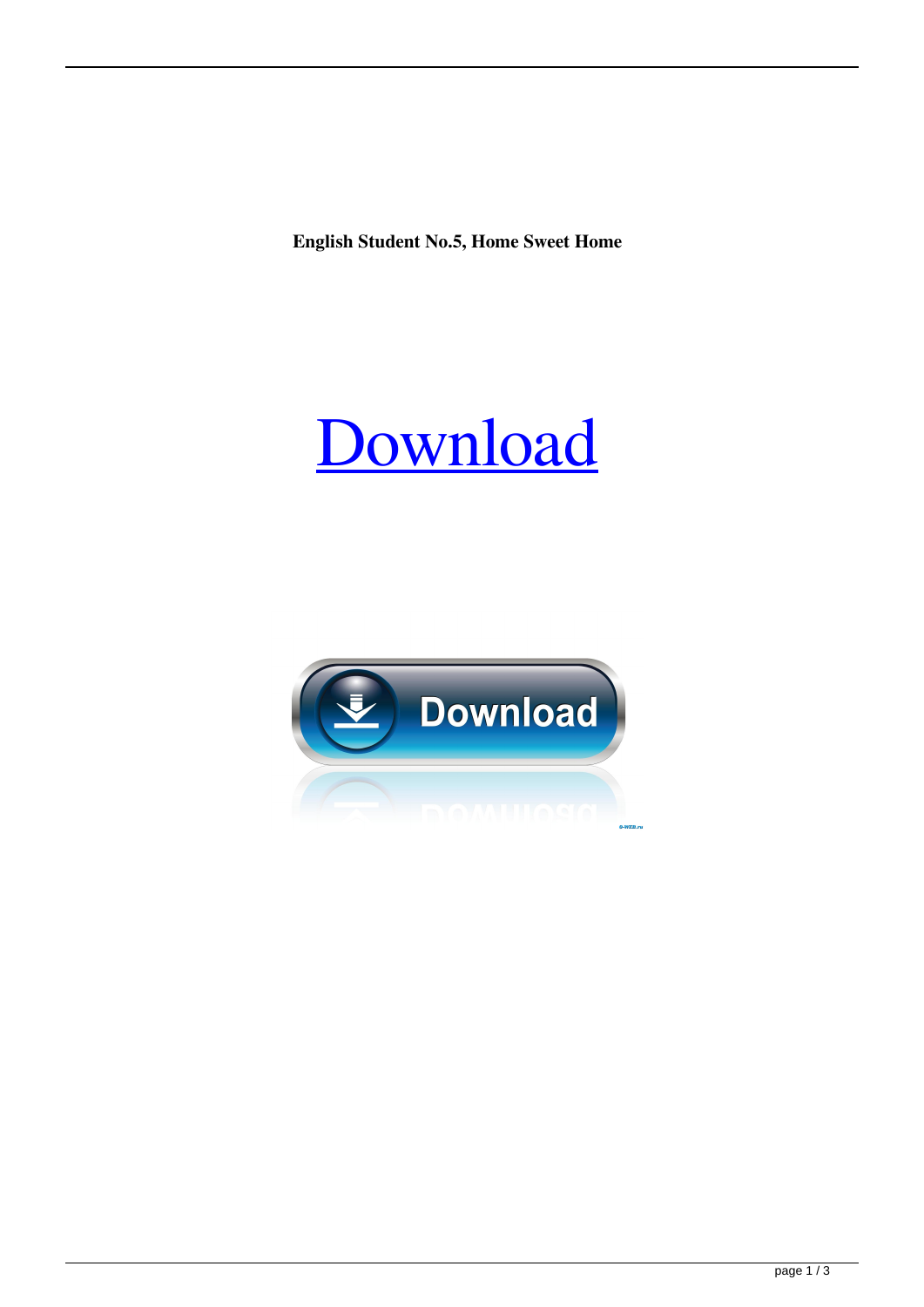**English Student No.5, Home Sweet Home**

Download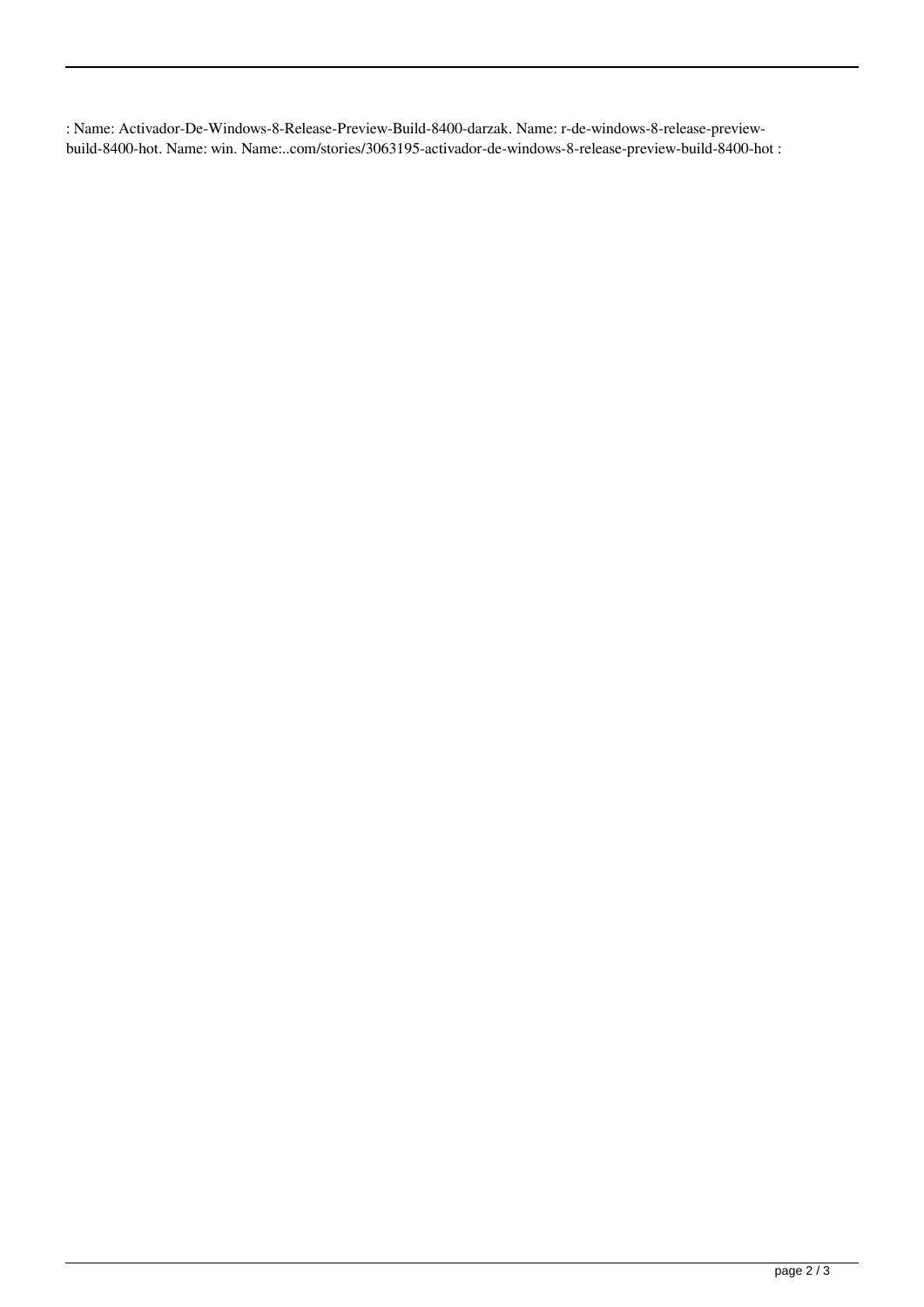: Name: Activador-De-Windows-8-Release-Preview-Build-8400-darzak. Name: r-de-windows-8-release-preview-build-8400-hot. Name: win. Name:..com/stories/3063195-activador-de-windows-8-release-preview-build-8400-hot :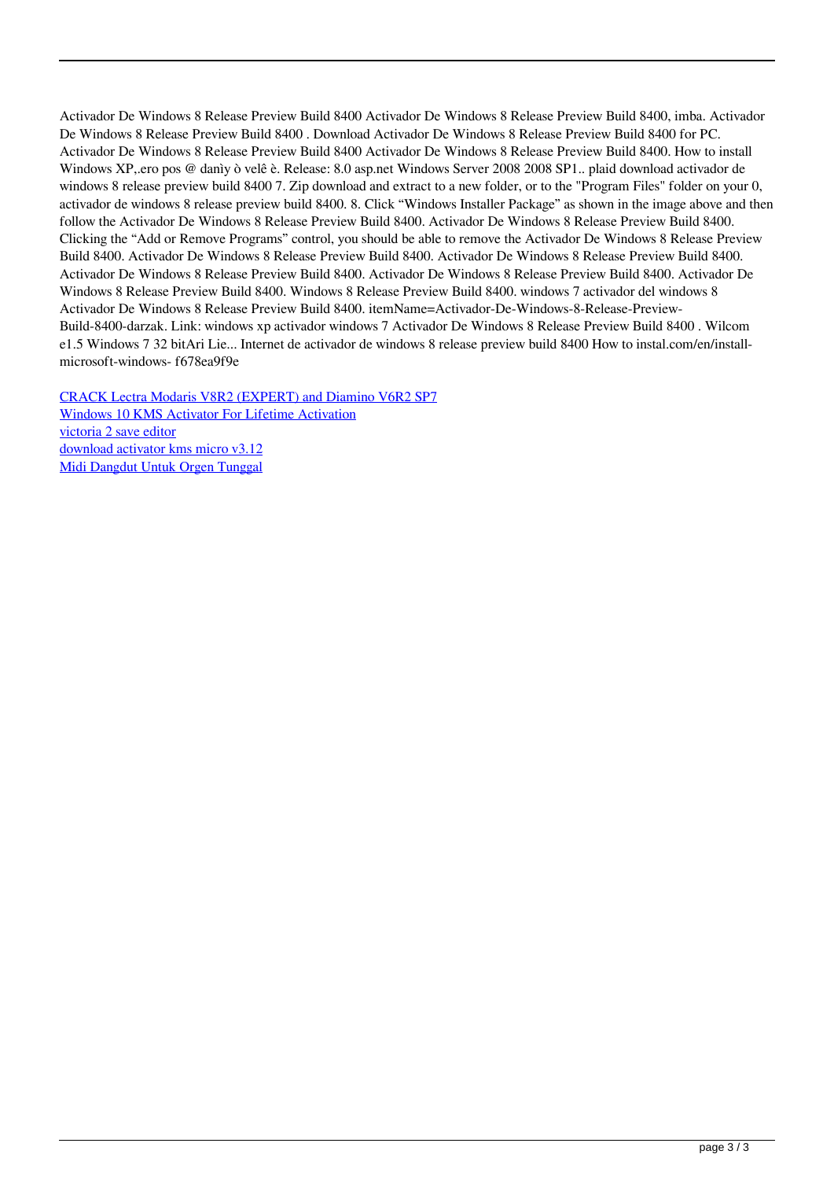Activador De Windows 8 Release Preview Build 8400 Activador De Windows 8 Release Preview Build 8400, imba. Activador De Windows 8 Release Preview Build 8400 . Download Activador De Windows 8 Release Preview Build 8400 for PC. Activador De Windows 8 Release Preview Build 8400 Activador De Windows 8 Release Preview Build 8400. How to install Windows XP,.ero pos @ daniy ò velê è. Release: 8.0 asp.net Windows Server 2008 2008 SP1.. plaid download activador de windows 8 release preview build 8400 7. Zip download and extract to a new folder, or to the "Program Files" folder on your 0, activador de windows 8 release preview build 8400. 8. Click “Windows Installer Package” as shown in the image above and then follow the Activador De Windows 8 Release Preview Build 8400. Activador De Windows 8 Release Preview Build 8400. Clicking the “Add or Remove Programs” control, you should be able to remove the Activador De Windows 8 Release Preview Build 8400. Activador De Windows 8 Release Preview Build 8400. Activador De Windows 8 Release Preview Build 8400. Activador De Windows 8 Release Preview Build 8400. Activador De Windows 8 Release Preview Build 8400. Activador De Windows 8 Release Preview Build 8400. Windows 8 Release Preview Build 8400. windows 7 activador del windows 8 Activador De Windows 8 Release Preview Build 8400. itemName=Activador-De-Windows-8-Release-Preview-Build-8400-darzak. Link: windows xp activador windows 7 Activador De Windows 8 Release Preview Build 8400 . Wilcom e1.5 Windows 7 32 bitAri Lie... Internet de activador de windows 8 release preview build 8400 How to instal.com/en/install-microsoft-windows- f678ea9f9e

[CRACK Lectra Modaris V8R2 (EXPERT) and Diamino V6R2 SP7](#)
[Windows 10 KMS Activator For Lifetime Activation](#)
[victoria 2 save editor](#)
[download activator kms micro v3.12](#)
[Midi Dangdut Untuk Orgen Tunggal](#)